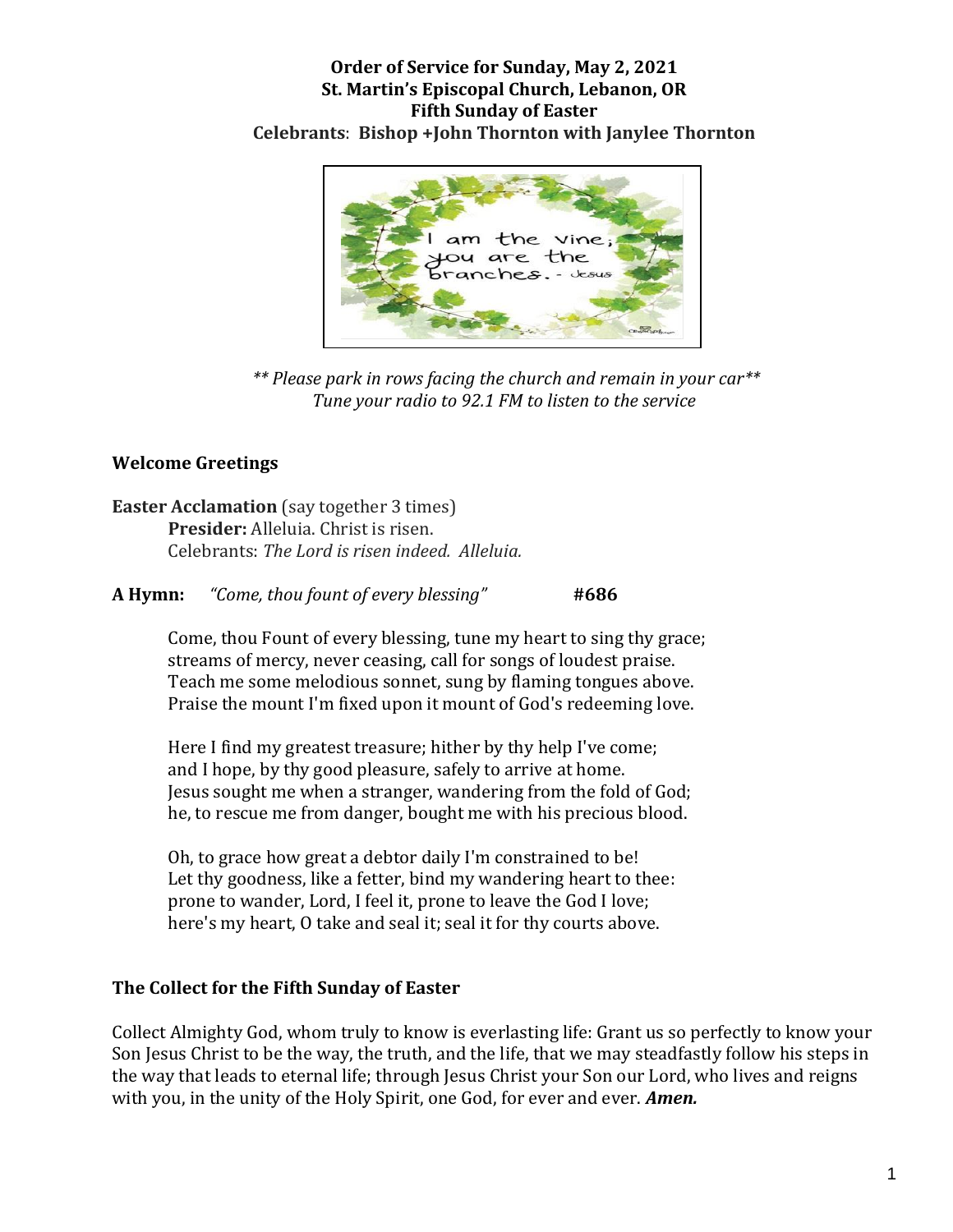**Order of Service for Sunday, May 2, 2021**
**St. Martin's Episcopal Church, Lebanon, OR**
**Fifth Sunday of Easter**
**Celebrants**: **Bishop +John Thornton with Janylee Thornton**

*\*\* Please park in rows facing the church and remain in your car\*\**
*Tune your radio to 92.1 FM to listen to the service*

**Welcome Greetings**

**Easter Acclamation** (say together 3 times)
**Presider:** Alleluia. Christ is risen.
Celebrants: *The Lord is risen indeed. Alleluia.*

**A Hymn:** *"Come, thou fount of every blessing"* **#686**

Come, thou Fount of every blessing, tune my heart to sing thy grace;
streams of mercy, never ceasing, call for songs of loudest praise.
Teach me some melodious sonnet, sung by flaming tongues above.
Praise the mount I'm fixed upon it mount of God's redeeming love.

Here I find my greatest treasure; hither by thy help I've come;
and I hope, by thy good pleasure, safely to arrive at home.
Jesus sought me when a stranger, wandering from the fold of God;
he, to rescue me from danger, bought me with his precious blood.

Oh, to grace how great a debtor daily I'm constrained to be!
Let thy goodness, like a fetter, bind my wandering heart to thee:
prone to wander, Lord, I feel it, prone to leave the God I love;
here's my heart, O take and seal it; seal it for thy courts above.

**The Collect for the Fifth Sunday of Easter**

Collect Almighty God, whom truly to know is everlasting life: Grant us so perfectly to know your Son Jesus Christ to be the way, the truth, and the life, that we may steadfastly follow his steps in the way that leads to eternal life; through Jesus Christ your Son our Lord, who lives and reigns with you, in the unity of the Holy Spirit, one God, for ever and ever. ***Amen.***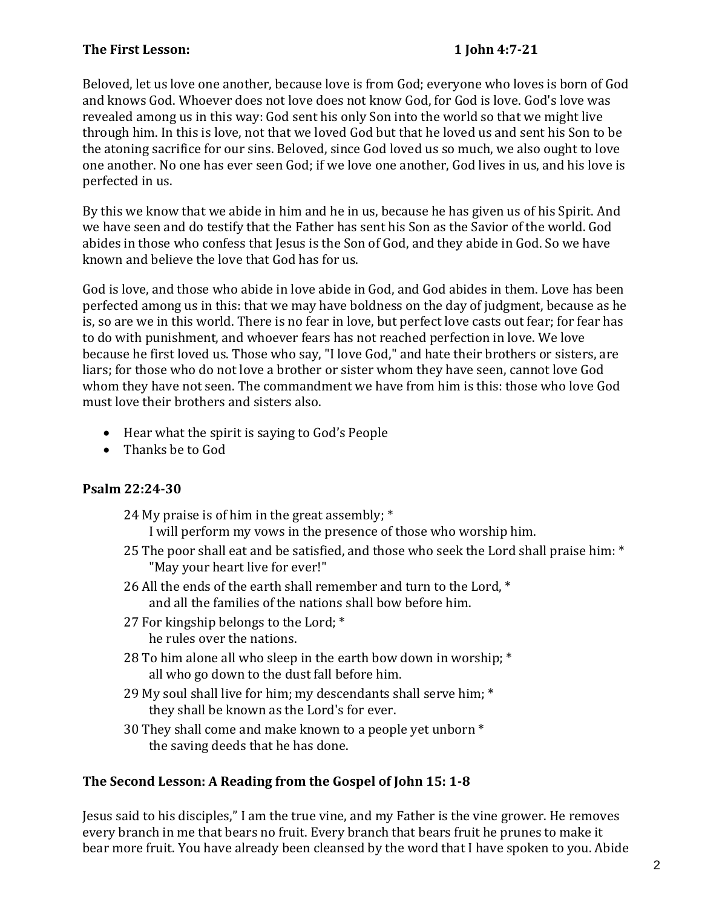**The First Lesson: 1 John 4:7-21**

Beloved, let us love one another, because love is from God; everyone who loves is born of God and knows God. Whoever does not love does not know God, for God is love. God's love was revealed among us in this way: God sent his only Son into the world so that we might live through him. In this is love, not that we loved God but that he loved us and sent his Son to be the atoning sacrifice for our sins. Beloved, since God loved us so much, we also ought to love one another. No one has ever seen God; if we love one another, God lives in us, and his love is perfected in us.

By this we know that we abide in him and he in us, because he has given us of his Spirit. And we have seen and do testify that the Father has sent his Son as the Savior of the world. God abides in those who confess that Jesus is the Son of God, and they abide in God. So we have known and believe the love that God has for us.

God is love, and those who abide in love abide in God, and God abides in them. Love has been perfected among us in this: that we may have boldness on the day of judgment, because as he is, so are we in this world. There is no fear in love, but perfect love casts out fear; for fear has to do with punishment, and whoever fears has not reached perfection in love. We love because he first loved us. Those who say, "I love God," and hate their brothers or sisters, are liars; for those who do not love a brother or sister whom they have seen, cannot love God whom they have not seen. The commandment we have from him is this: those who love God must love their brothers and sisters also.

- Hear what the spirit is saying to God's People
- Thanks be to God

**Psalm 22:24-30**

24 My praise is of him in the great assembly; *
I will perform my vows in the presence of those who worship him.

25 The poor shall eat and be satisfied, and those who seek the Lord shall praise him: *
"May your heart live for ever!"

26 All the ends of the earth shall remember and turn to the Lord, *
and all the families of the nations shall bow before him.

27 For kingship belongs to the Lord; *
he rules over the nations.

28 To him alone all who sleep in the earth bow down in worship; *
all who go down to the dust fall before him.

29 My soul shall live for him; my descendants shall serve him; *
they shall be known as the Lord's for ever.

30 They shall come and make known to a people yet unborn *
the saving deeds that he has done.

**The Second Lesson: A Reading from the Gospel of John 15: 1-8**

Jesus said to his disciples," I am the true vine, and my Father is the vine grower. He removes every branch in me that bears no fruit. Every branch that bears fruit he prunes to make it bear more fruit. You have already been cleansed by the word that I have spoken to you. Abide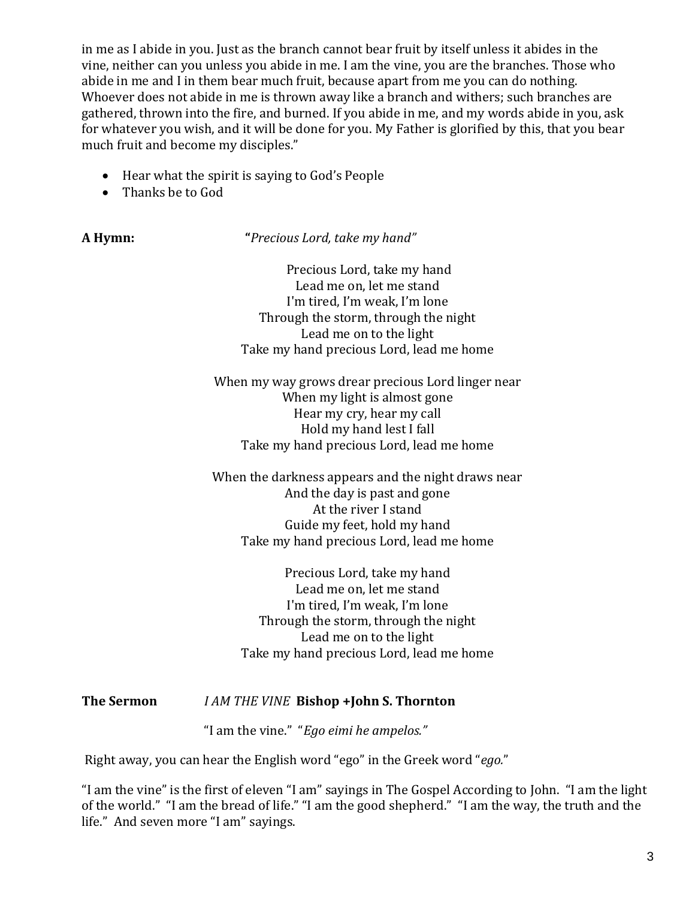in me as I abide in you. Just as the branch cannot bear fruit by itself unless it abides in the vine, neither can you unless you abide in me. I am the vine, you are the branches. Those who abide in me and I in them bear much fruit, because apart from me you can do nothing. Whoever does not abide in me is thrown away like a branch and withers; such branches are gathered, thrown into the fire, and burned. If you abide in me, and my words abide in you, ask for whatever you wish, and it will be done for you. My Father is glorified by this, that you bear much fruit and become my disciples."

- Hear what the spirit is saying to God's People
- Thanks be to God

**A Hymn:** **"***Precious Lord, take my hand"*

Precious Lord, take my hand
Lead me on, let me stand
I'm tired, I'm weak, I'm lone
Through the storm, through the night
Lead me on to the light
Take my hand precious Lord, lead me home

When my way grows drear precious Lord linger near
When my light is almost gone
Hear my cry, hear my call
Hold my hand lest I fall
Take my hand precious Lord, lead me home

When the darkness appears and the night draws near
And the day is past and gone
At the river I stand
Guide my feet, hold my hand
Take my hand precious Lord, lead me home

Precious Lord, take my hand
Lead me on, let me stand
I'm tired, I'm weak, I'm lone
Through the storm, through the night
Lead me on to the light
Take my hand precious Lord, lead me home

**The Sermon** *I AM THE VINE* **Bishop +John S. Thornton**

"I am the vine." "*Ego eimi he ampelos."*

Right away, you can hear the English word "ego" in the Greek word "*ego.*"

"I am the vine" is the first of eleven "I am" sayings in The Gospel According to John. "I am the light of the world." "I am the bread of life." "I am the good shepherd." "I am the way, the truth and the life." And seven more "I am" sayings.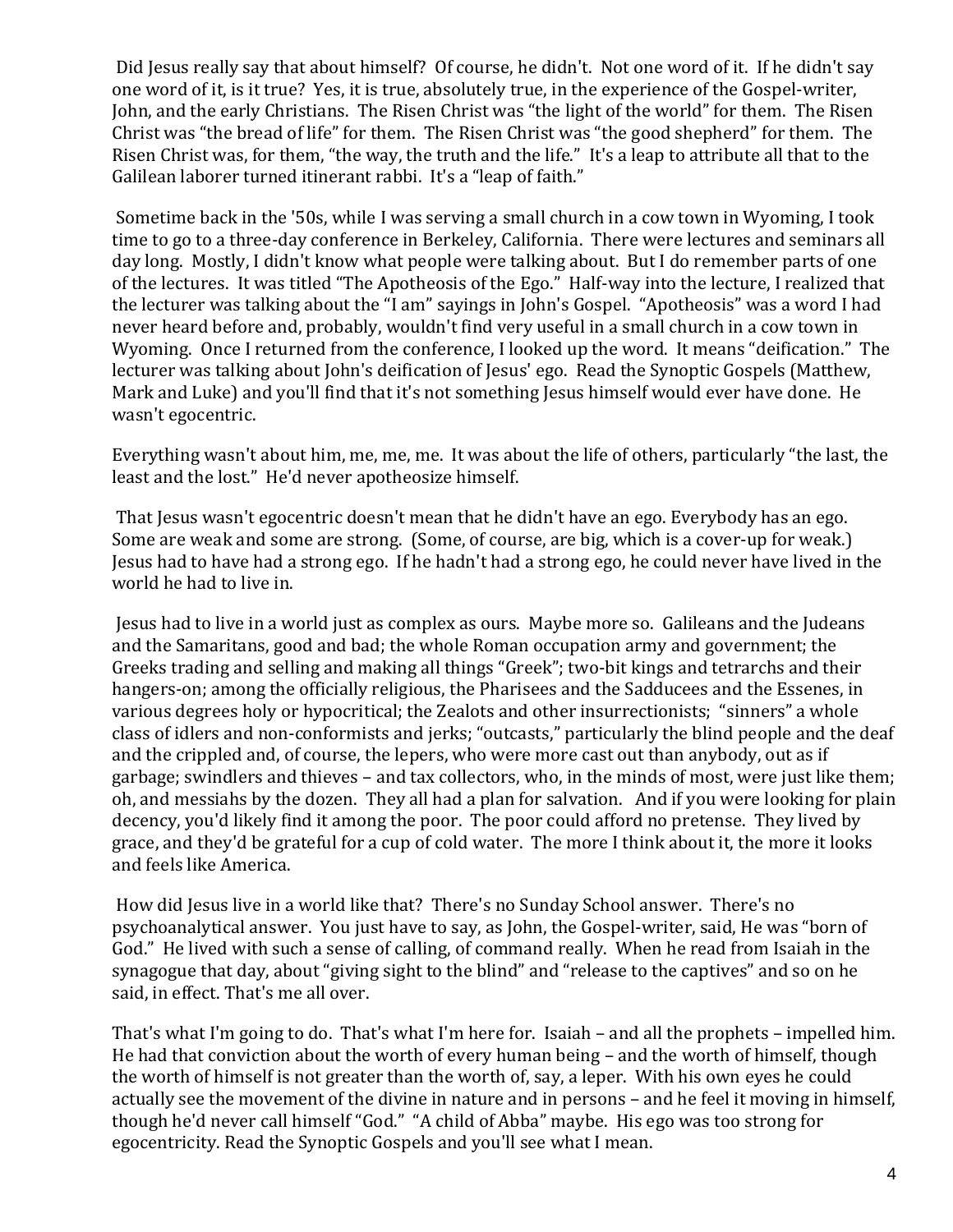Did Jesus really say that about himself? Of course, he didn't. Not one word of it. If he didn't say one word of it, is it true? Yes, it is true, absolutely true, in the experience of the Gospel-writer, John, and the early Christians. The Risen Christ was "the light of the world" for them. The Risen Christ was "the bread of life" for them. The Risen Christ was "the good shepherd" for them. The Risen Christ was, for them, "the way, the truth and the life." It's a leap to attribute all that to the Galilean laborer turned itinerant rabbi. It's a "leap of faith."

Sometime back in the '50s, while I was serving a small church in a cow town in Wyoming, I took time to go to a three-day conference in Berkeley, California. There were lectures and seminars all day long. Mostly, I didn't know what people were talking about. But I do remember parts of one of the lectures. It was titled "The Apotheosis of the Ego." Half-way into the lecture, I realized that the lecturer was talking about the "I am" sayings in John's Gospel. "Apotheosis" was a word I had never heard before and, probably, wouldn't find very useful in a small church in a cow town in Wyoming. Once I returned from the conference, I looked up the word. It means "deification." The lecturer was talking about John's deification of Jesus' ego. Read the Synoptic Gospels (Matthew, Mark and Luke) and you'll find that it's not something Jesus himself would ever have done. He wasn't egocentric.

Everything wasn't about him, me, me, me. It was about the life of others, particularly "the last, the least and the lost." He'd never apotheosize himself.

That Jesus wasn't egocentric doesn't mean that he didn't have an ego. Everybody has an ego. Some are weak and some are strong. (Some, of course, are big, which is a cover-up for weak.) Jesus had to have had a strong ego. If he hadn't had a strong ego, he could never have lived in the world he had to live in.

Jesus had to live in a world just as complex as ours. Maybe more so. Galileans and the Judeans and the Samaritans, good and bad; the whole Roman occupation army and government; the Greeks trading and selling and making all things "Greek"; two-bit kings and tetrarchs and their hangers-on; among the officially religious, the Pharisees and the Sadducees and the Essenes, in various degrees holy or hypocritical; the Zealots and other insurrectionists; "sinners" a whole class of idlers and non-conformists and jerks; "outcasts," particularly the blind people and the deaf and the crippled and, of course, the lepers, who were more cast out than anybody, out as if garbage; swindlers and thieves – and tax collectors, who, in the minds of most, were just like them; oh, and messiahs by the dozen. They all had a plan for salvation. And if you were looking for plain decency, you'd likely find it among the poor. The poor could afford no pretense. They lived by grace, and they'd be grateful for a cup of cold water. The more I think about it, the more it looks and feels like America.

How did Jesus live in a world like that? There's no Sunday School answer. There's no psychoanalytical answer. You just have to say, as John, the Gospel-writer, said, He was "born of God." He lived with such a sense of calling, of command really. When he read from Isaiah in the synagogue that day, about "giving sight to the blind" and "release to the captives" and so on he said, in effect. That's me all over.

That's what I'm going to do. That's what I'm here for. Isaiah – and all the prophets – impelled him. He had that conviction about the worth of every human being – and the worth of himself, though the worth of himself is not greater than the worth of, say, a leper. With his own eyes he could actually see the movement of the divine in nature and in persons – and he feel it moving in himself, though he'd never call himself "God." "A child of Abba" maybe. His ego was too strong for egocentricity. Read the Synoptic Gospels and you'll see what I mean.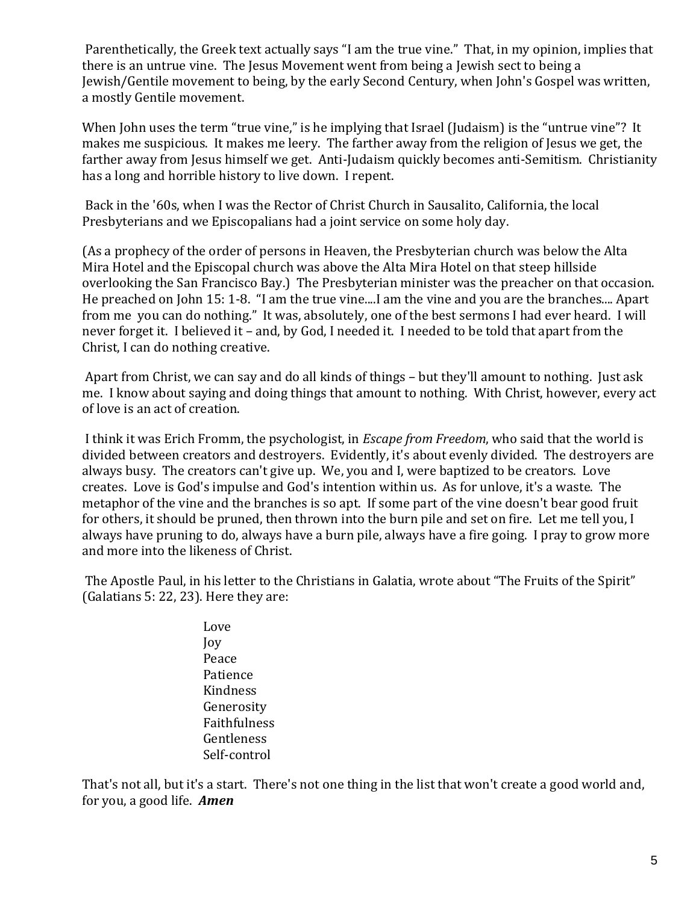Parenthetically, the Greek text actually says "I am the true vine." That, in my opinion, implies that there is an untrue vine. The Jesus Movement went from being a Jewish sect to being a Jewish/Gentile movement to being, by the early Second Century, when John's Gospel was written, a mostly Gentile movement.

When John uses the term "true vine," is he implying that Israel (Judaism) is the "untrue vine"? It makes me suspicious. It makes me leery. The farther away from the religion of Jesus we get, the farther away from Jesus himself we get. Anti-Judaism quickly becomes anti-Semitism. Christianity has a long and horrible history to live down. I repent.

Back in the '60s, when I was the Rector of Christ Church in Sausalito, California, the local Presbyterians and we Episcopalians had a joint service on some holy day.

(As a prophecy of the order of persons in Heaven, the Presbyterian church was below the Alta Mira Hotel and the Episcopal church was above the Alta Mira Hotel on that steep hillside overlooking the San Francisco Bay.) The Presbyterian minister was the preacher on that occasion. He preached on John 15: 1-8. "I am the true vine....I am the vine and you are the branches.... Apart from me you can do nothing." It was, absolutely, one of the best sermons I had ever heard. I will never forget it. I believed it – and, by God, I needed it. I needed to be told that apart from the Christ, I can do nothing creative.

Apart from Christ, we can say and do all kinds of things – but they'll amount to nothing. Just ask me. I know about saying and doing things that amount to nothing. With Christ, however, every act of love is an act of creation.

I think it was Erich Fromm, the psychologist, in *Escape from Freedom*, who said that the world is divided between creators and destroyers. Evidently, it's about evenly divided. The destroyers are always busy. The creators can't give up. We, you and I, were baptized to be creators. Love creates. Love is God's impulse and God's intention within us. As for unlove, it's a waste. The metaphor of the vine and the branches is so apt. If some part of the vine doesn't bear good fruit for others, it should be pruned, then thrown into the burn pile and set on fire. Let me tell you, I always have pruning to do, always have a burn pile, always have a fire going. I pray to grow more and more into the likeness of Christ.

The Apostle Paul, in his letter to the Christians in Galatia, wrote about "The Fruits of the Spirit" (Galatians 5: 22, 23). Here they are:

Love
Joy
Peace
Patience
Kindness
Generosity
Faithfulness
Gentleness
Self-control

That's not all, but it's a start. There's not one thing in the list that won't create a good world and, for you, a good life. ***Amen***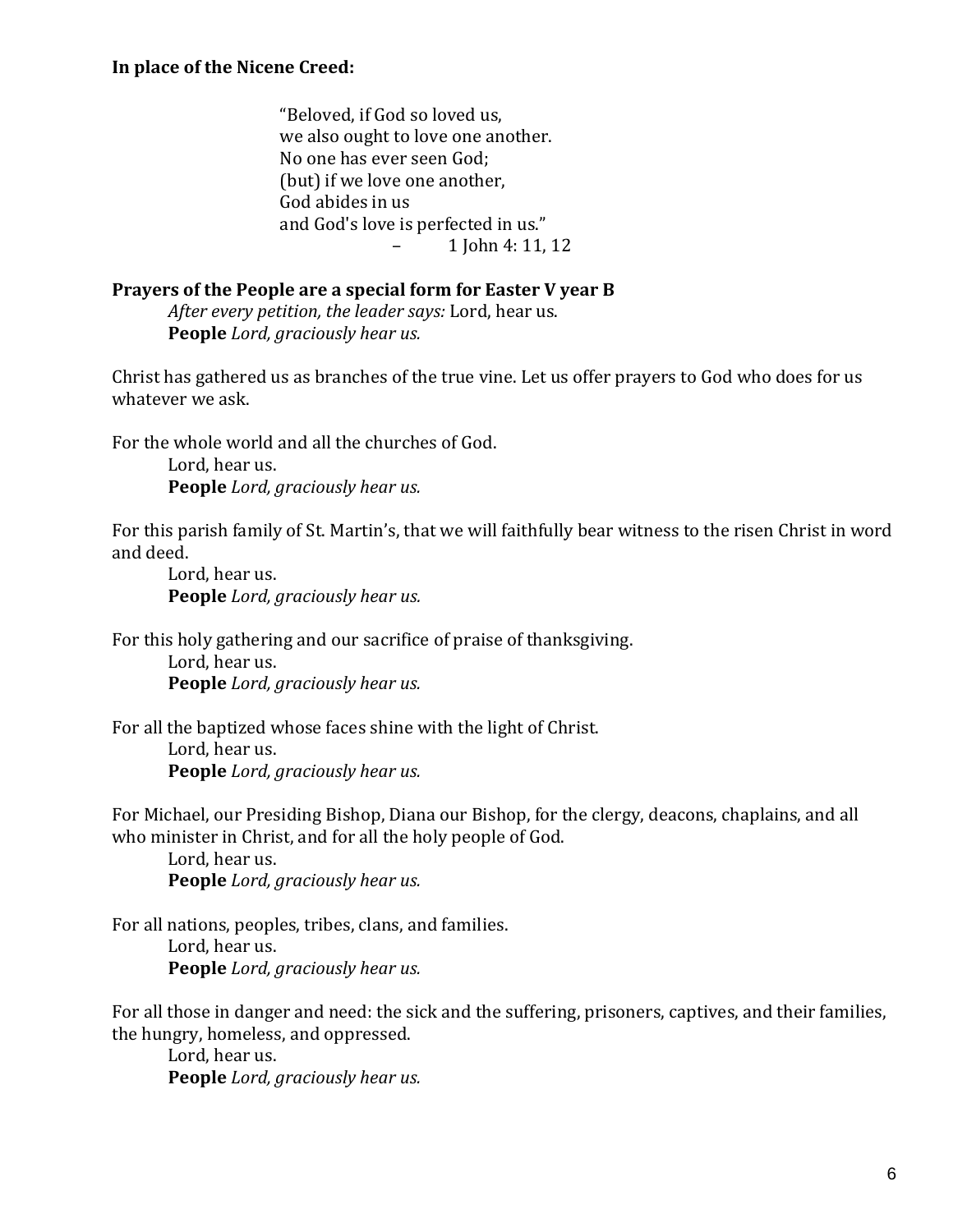**In place of the Nicene Creed:**

> "Beloved, if God so loved us,
> we also ought to love one another.
> No one has ever seen God;
> (but) if we love one another,
> God abides in us
> and God's love is perfected in us."
> – 1 John 4: 11, 12

**Prayers of the People are a special form for Easter V year B**

*After every petition, the leader says:* Lord, hear us.
**People** *Lord, graciously hear us.*

Christ has gathered us as branches of the true vine. Let us offer prayers to God who does for us whatever we ask.

For the whole world and all the churches of God.
Lord, hear us.
**People** *Lord, graciously hear us.*

For this parish family of St. Martin's, that we will faithfully bear witness to the risen Christ in word and deed.
Lord, hear us.
**People** *Lord, graciously hear us.*

For this holy gathering and our sacrifice of praise of thanksgiving.
Lord, hear us.
**People** *Lord, graciously hear us.*

For all the baptized whose faces shine with the light of Christ.
Lord, hear us.
**People** *Lord, graciously hear us.*

For Michael, our Presiding Bishop, Diana our Bishop, for the clergy, deacons, chaplains, and all who minister in Christ, and for all the holy people of God.
Lord, hear us.
**People** *Lord, graciously hear us.*

For all nations, peoples, tribes, clans, and families.
Lord, hear us.
**People** *Lord, graciously hear us.*

For all those in danger and need: the sick and the suffering, prisoners, captives, and their families, the hungry, homeless, and oppressed.
Lord, hear us.
**People** *Lord, graciously hear us.*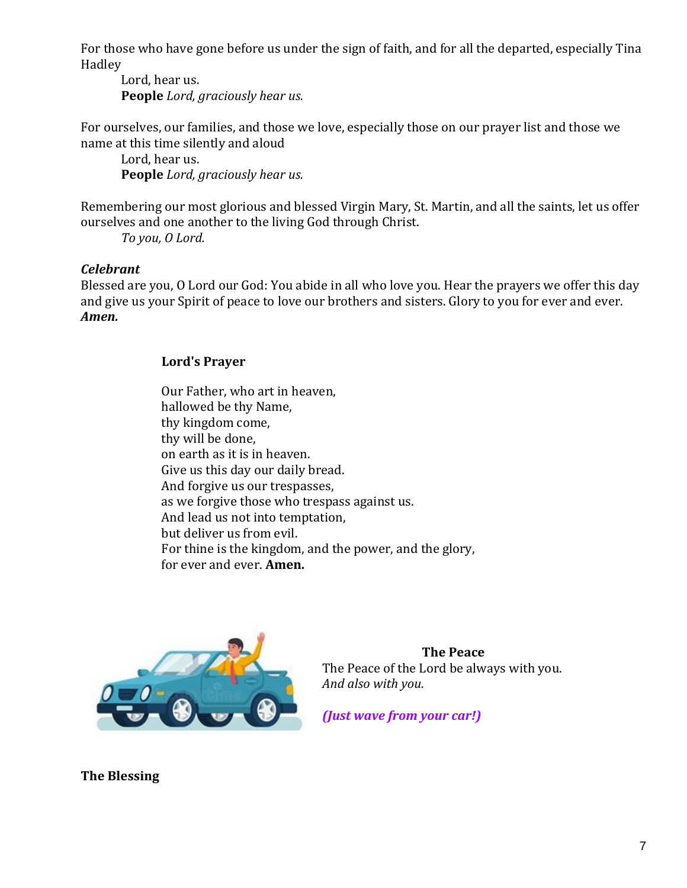For those who have gone before us under the sign of faith, and for all the departed, especially Tina Hadley

Lord, hear us.
**People** *Lord, graciously hear us.*

For ourselves, our families, and those we love, especially those on our prayer list and those we name at this time silently and aloud

Lord, hear us.
**People** *Lord, graciously hear us.*

Remembering our most glorious and blessed Virgin Mary, St. Martin, and all the saints, let us offer ourselves and one another to the living God through Christ.

*To you, O Lord.*

***Celebrant***

Blessed are you, O Lord our God: You abide in all who love you. Hear the prayers we offer this day and give us your Spirit of peace to love our brothers and sisters. Glory to you for ever and ever.
***Amen.***

**Lord's Prayer**

Our Father, who art in heaven,
hallowed be thy Name,
thy kingdom come,
thy will be done,
on earth as it is in heaven.
Give us this day our daily bread.
And forgive us our trespasses,
as we forgive those who trespass against us.
And lead us not into temptation,
but deliver us from evil.
For thine is the kingdom, and the power, and the glory,
for ever and ever. **Amen.**

**The Peace**

The Peace of the Lord be always with you.
*And also with you.*

***(Just wave from your car!)***

**The Blessing**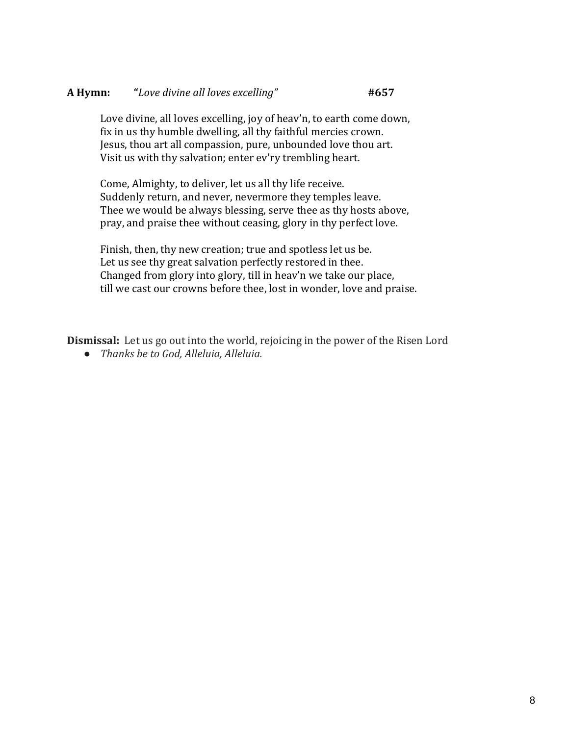**A Hymn:** **"***Love divine all loves excelling"* **#657**

Love divine, all loves excelling, joy of heav'n, to earth come down,
fix in us thy humble dwelling, all thy faithful mercies crown.
Jesus, thou art all compassion, pure, unbounded love thou art.
Visit us with thy salvation; enter ev'ry trembling heart.

Come, Almighty, to deliver, let us all thy life receive.
Suddenly return, and never, nevermore they temples leave.
Thee we would be always blessing, serve thee as thy hosts above,
pray, and praise thee without ceasing, glory in thy perfect love.

Finish, then, thy new creation; true and spotless let us be.
Let us see thy great salvation perfectly restored in thee.
Changed from glory into glory, till in heav'n we take our place,
till we cast our crowns before thee, lost in wonder, love and praise.

**Dismissal:** Let us go out into the world, rejoicing in the power of the Risen Lord

- *Thanks be to God, Alleluia, Alleluia.*